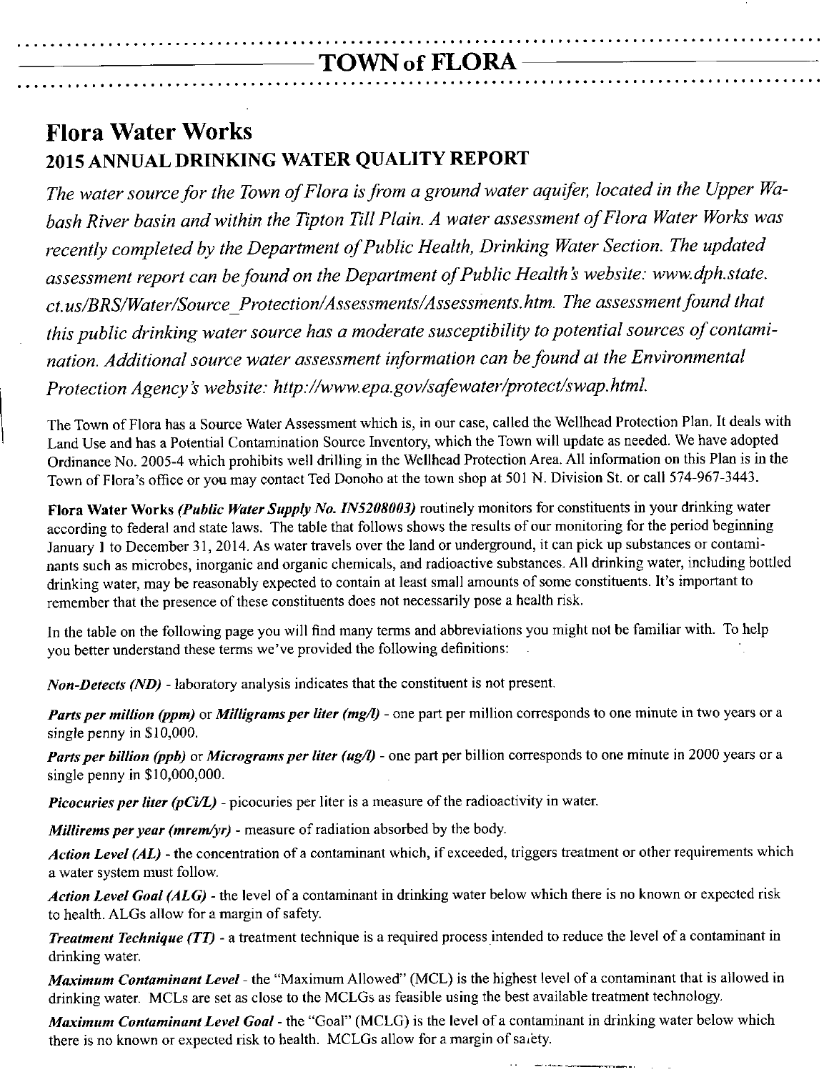# TOWN of FLORA

## Flora Water Works

### 2015 ANNUAL DRINKING WATER QUALITY REPORT

*The water source for the Town of Flora is from a ground water aquifer, located in the Upper Wabash River basin and within the Tipton Till Plain. A water assessment of Flora Water Works was recently completed by the Department of Public Health, Drinking Water Section. The updated assessment report can be found on the Department of Public Health's website: www.dph.state.ct.us/BRS/Water/Source_Protection/Assessments/Assessments.htm. The assessment found that this public drinking water source has a moderate susceptibility to potential sources of contamination. Additional source water assessment information can be found at the Environmental Protection Agency's website: http://www.epa.gov/safewater/protect/swap.html.*

The Town of Flora has a Source Water Assessment which is, in our case, called the Wellhead Protection Plan. It deals with Land Use and has a Potential Contamination Source Inventory, which the Town will update as needed. We have adopted Ordinance No. 2005-4 which prohibits well drilling in the Wellhead Protection Area. All information on this Plan is in the Town of Flora's office or you may contact Ted Donoho at the town shop at 501 N. Division St. or call 574-967-3443.

**Flora Water Works** ***(Public Water Supply No. IN5208003)*** routinely monitors for constituents in your drinking water according to federal and state laws. The table that follows shows the results of our monitoring for the period beginning January 1 to December 31, 2014. As water travels over the land or underground, it can pick up substances or contaminants such as microbes, inorganic and organic chemicals, and radioactive substances. All drinking water, including bottled drinking water, may be reasonably expected to contain at least small amounts of some constituents. It's important to remember that the presence of these constituents does not necessarily pose a health risk.

In the table on the following page you will find many terms and abbreviations you might not be familiar with. To help you better understand these terms we've provided the following definitions:

***Non-Detects (ND)*** - laboratory analysis indicates that the constituent is not present.

***Parts per million (ppm)*** or ***Milligrams per liter (mg/l)*** - one part per million corresponds to one minute in two years or a single penny in $10,000.

***Parts per billion (ppb)*** or ***Micrograms per liter (ug/l)*** - one part per billion corresponds to one minute in 2000 years or a single penny in $10,000,000.

***Picocuries per liter (pCi/L)*** - picocuries per liter is a measure of the radioactivity in water.

***Millirems per year (mrem/yr)*** - measure of radiation absorbed by the body.

***Action Level (AL)*** - the concentration of a contaminant which, if exceeded, triggers treatment or other requirements which a water system must follow.

***Action Level Goal (ALG)*** - the level of a contaminant in drinking water below which there is no known or expected risk to health. ALGs allow for a margin of safety.

***Treatment Technique (TT)*** - a treatment technique is a required process intended to reduce the level of a contaminant in drinking water.

***Maximum Contaminant Level*** - the "Maximum Allowed" (MCL) is the highest level of a contaminant that is allowed in drinking water. MCLs are set as close to the MCLGs as feasible using the best available treatment technology.

***Maximum Contaminant Level Goal*** - the "Goal" (MCLG) is the level of a contaminant in drinking water below which there is no known or expected risk to health. MCLGs allow for a margin of safety.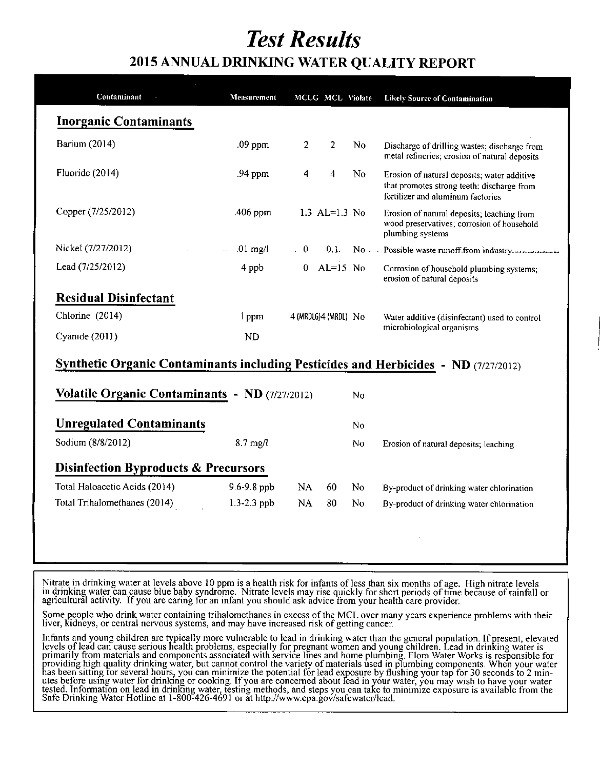# *Test Results*

## 2015 ANNUAL DRINKING WATER QUALITY REPORT

| Contaminant | Measurement | MCLG | MCL | Violate | Likely Source of Contamination |
|---|---|---|---|---|---|
| **Inorganic Contaminants** | | | | | |
| Barium (2014) | .09 ppm | 2 | 2 | No | Discharge of drilling wastes; discharge from metal refineries; erosion of natural deposits |
| Fluoride (2014) | .94 ppm | 4 | 4 | No | Erosion of natural deposits; water additive that promotes strong teeth; discharge from fertilizer and aluminum factories |
| Copper (7/25/2012) | .406 ppm | 1.3 | AL=1.3 | No | Erosion of natural deposits; leaching from wood preservatives; corrosion of household plumbing systems |
| Nickel (7/27/2012) | .01 mg/l | 0. | 0.1. | No | Possible waste runoff from industry |
| Lead (7/25/2012) | 4 ppb | 0 | AL=15 | No | Corrosion of household plumbing systems; erosion of natural deposits |
| **Residual Disinfectant** | | | | | |
| Chlorine (2014) | 1 ppm | 4 (MRDLG) | 4 (MRDL) | No | Water additive (disinfectant) used to control microbiological organisms |
| Cyanide (2011) | ND | | | | |
| **Synthetic Organic Contaminants including Pesticides and Herbicides - ND** (7/27/2012) | | | | | |
| **Volatile Organic Contaminants - ND** (7/27/2012) | | | | No | |
| **Unregulated Contaminants** | | | | No | |
| Sodium (8/8/2012) | 8.7 mg/l | | | No | Erosion of natural deposits; leaching |
| **Disinfection Byproducts & Precursors** | | | | | |
| Total Haloacetic Acids (2014) | 9.6-9.8 ppb | NA | 60 | No | By-product of drinking water chlorination |
| Total Trihalomethanes (2014) | 1.3-2.3 ppb | NA | 80 | No | By-product of drinking water chlorination |

Nitrate in drinking water at levels above 10 ppm is a health risk for infants of less than six months of age. High nitrate levels in drinking water can cause blue baby syndrome. Nitrate levels may rise quickly for short periods of time because of rainfall or agricultural activity. If you are caring for an infant you should ask advice from your health care provider.

Some people who drink water containing trihalomethanes in excess of the MCL over many years experience problems with their liver, kidneys, or central nervous systems, and may have increased risk of getting cancer.

Infants and young children are typically more vulnerable to lead in drinking water than the general population. If present, elevated levels of lead can cause serious health problems, especially for pregnant women and young children. Lead in drinking water is primarily from materials and components associated with service lines and home plumbing. Flora Water Works is responsible for providing high quality drinking water, but cannot control the variety of materials used in plumbing components. When your water has been sitting for several hours, you can minimize the potential for lead exposure by flushing your tap for 30 seconds to 2 minutes before using water for drinking or cooking. If you are concerned about lead in your water, you may wish to have your water tested. Information on lead in drinking water, testing methods, and steps you can take to minimize exposure is available from the Safe Drinking Water Hotline at 1-800-426-4691 or at http://www.epa.gov/safewater/lead.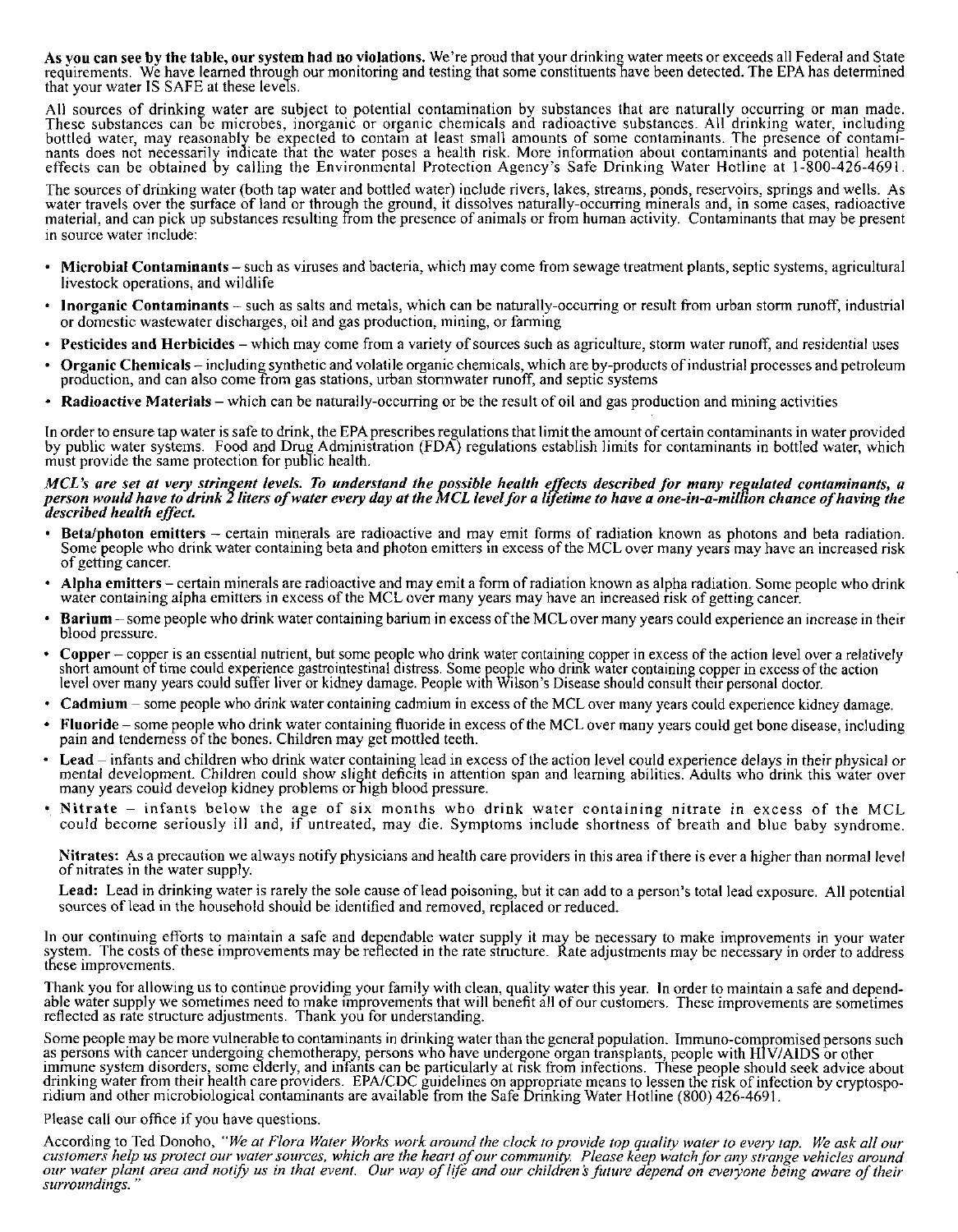**As you can see by the table, our system had no violations.** We're proud that your drinking water meets or exceeds all Federal and State requirements. We have learned through our monitoring and testing that some constituents have been detected. The EPA has determined that your water IS SAFE at these levels.

All sources of drinking water are subject to potential contamination by substances that are naturally occurring or man made. These substances can be microbes, inorganic or organic chemicals and radioactive substances. All drinking water, including bottled water, may reasonably be expected to contain at least small amounts of some contaminants. The presence of contaminants does not necessarily indicate that the water poses a health risk. More information about contaminants and potential health effects can be obtained by calling the Environmental Protection Agency's Safe Drinking Water Hotline at 1-800-426-4691.

The sources of drinking water (both tap water and bottled water) include rivers, lakes, streams, ponds, reservoirs, springs and wells. As water travels over the surface of land or through the ground, it dissolves naturally-occurring minerals and, in some cases, radioactive material, and can pick up substances resulting from the presence of animals or from human activity. Contaminants that may be present in source water include:

- **Microbial Contaminants** – such as viruses and bacteria, which may come from sewage treatment plants, septic systems, agricultural livestock operations, and wildlife
- **Inorganic Contaminants** – such as salts and metals, which can be naturally-occurring or result from urban storm runoff, industrial or domestic wastewater discharges, oil and gas production, mining, or farming
- **Pesticides and Herbicides** – which may come from a variety of sources such as agriculture, storm water runoff, and residential uses
- **Organic Chemicals** – including synthetic and volatile organic chemicals, which are by-products of industrial processes and petroleum production, and can also come from gas stations, urban stormwater runoff, and septic systems
- **Radioactive Materials** – which can be naturally-occurring or be the result of oil and gas production and mining activities

In order to ensure tap water is safe to drink, the EPA prescribes regulations that limit the amount of certain contaminants in water provided by public water systems. Food and Drug Administration (FDA) regulations establish limits for contaminants in bottled water, which must provide the same protection for public health.

***MCL's are set at very stringent levels. To understand the possible health effects described for many regulated contaminants, a person would have to drink 2 liters of water every day at the MCL level for a lifetime to have a one-in-a-million chance of having the described health effect.***

- **Beta/photon emitters** – certain minerals are radioactive and may emit forms of radiation known as photons and beta radiation. Some people who drink water containing beta and photon emitters in excess of the MCL over many years may have an increased risk of getting cancer.
- **Alpha emitters** – certain minerals are radioactive and may emit a form of radiation known as alpha radiation. Some people who drink water containing alpha emitters in excess of the MCL over many years may have an increased risk of getting cancer.
- **Barium** – some people who drink water containing barium in excess of the MCL over many years could experience an increase in their blood pressure.
- **Copper** – copper is an essential nutrient, but some people who drink water containing copper in excess of the action level over a relatively short amount of time could experience gastrointestinal distress. Some people who drink water containing copper in excess of the action level over many years could suffer liver or kidney damage. People with Wilson's Disease should consult their personal doctor.
- **Cadmium** – some people who drink water containing cadmium in excess of the MCL over many years could experience kidney damage.
- **Fluoride** – some people who drink water containing fluoride in excess of the MCL over many years could get bone disease, including pain and tenderness of the bones. Children may get mottled teeth.
- **Lead** – infants and children who drink water containing lead in excess of the action level could experience delays in their physical or mental development. Children could show slight deficits in attention span and learning abilities. Adults who drink this water over many years could develop kidney problems or high blood pressure.
- **Nitrate** – infants below the age of six months who drink water containing nitrate in excess of the MCL could become seriously ill and, if untreated, may die. Symptoms include shortness of breath and blue baby syndrome.

**Nitrates:** As a precaution we always notify physicians and health care providers in this area if there is ever a higher than normal level of nitrates in the water supply.

**Lead:** Lead in drinking water is rarely the sole cause of lead poisoning, but it can add to a person's total lead exposure. All potential sources of lead in the household should be identified and removed, replaced or reduced.

In our continuing efforts to maintain a safe and dependable water supply it may be necessary to make improvements in your water system. The costs of these improvements may be reflected in the rate structure. Rate adjustments may be necessary in order to address these improvements.

Thank you for allowing us to continue providing your family with clean, quality water this year. In order to maintain a safe and dependable water supply we sometimes need to make improvements that will benefit all of our customers. These improvements are sometimes reflected as rate structure adjustments. Thank you for understanding.

Some people may be more vulnerable to contaminants in drinking water than the general population. Immuno-compromised persons such as persons with cancer undergoing chemotherapy, persons who have undergone organ transplants, people with HIV/AIDS or other immune system disorders, some elderly, and infants can be particularly at risk from infections. These people should seek advice about drinking water from their health care providers. EPA/CDC guidelines on appropriate means to lessen the risk of infection by cryptosporidium and other microbiological contaminants are available from the Safe Drinking Water Hotline (800) 426-4691.

Please call our office if you have questions.

According to Ted Donoho, *"We at Flora Water Works work around the clock to provide top quality water to every tap. We ask all our customers help us protect our water sources, which are the heart of our community. Please keep watch for any strange vehicles around our water plant area and notify us in that event. Our way of life and our children's future depend on everyone being aware of their surroundings."*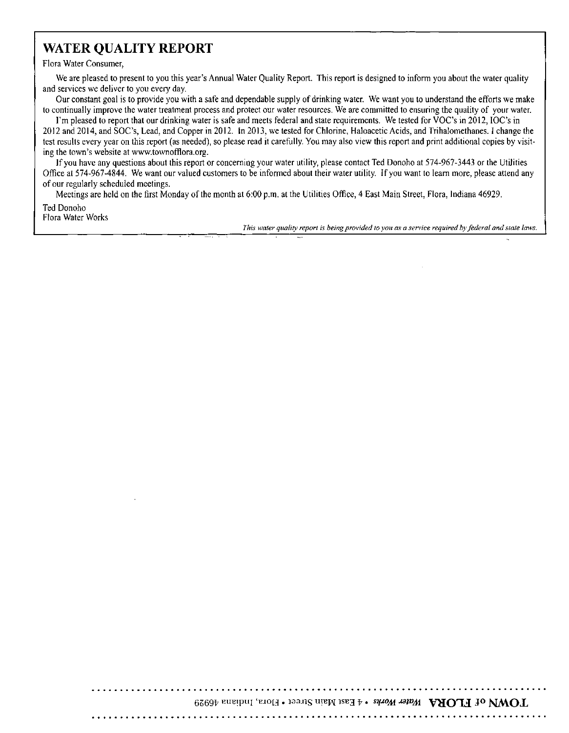# WATER QUALITY REPORT

Flora Water Consumer,

We are pleased to present to you this year's Annual Water Quality Report. This report is designed to inform you about the water quality and services we deliver to you every day.

Our constant goal is to provide you with a safe and dependable supply of drinking water. We want you to understand the efforts we make to continually improve the water treatment process and protect our water resources. We are committed to ensuring the quality of your water.

I'm pleased to report that our drinking water is safe and meets federal and state requirements. We tested for VOC's in 2012, IOC's in 2012 and 2014, and SOC's, Lead, and Copper in 2012. In 2013, we tested for Chlorine, Haloacetic Acids, and Trihalomethanes. I change the test results every year on this report (as needed), so please read it carefully. You may also view this report and print additional copies by visiting the town's website at www.townofflora.org.

If you have any questions about this report or concerning your water utility, please contact Ted Donoho at 574-967-3443 or the Utilities Office at 574-967-4844. We want our valued customers to be informed about their water utility. If you want to learn more, please attend any of our regularly scheduled meetings.

Meetings are held on the first Monday of the month at 6:00 p.m. at the Utilities Office, 4 East Main Street, Flora, Indiana 46929.

Ted Donoho
Flora Water Works

*This water quality report is being provided to you as a service required by federal and state laws.*

**TOWN of FLORA** *Water Works* • 4 East Main Street • Flora, Indiana 46929